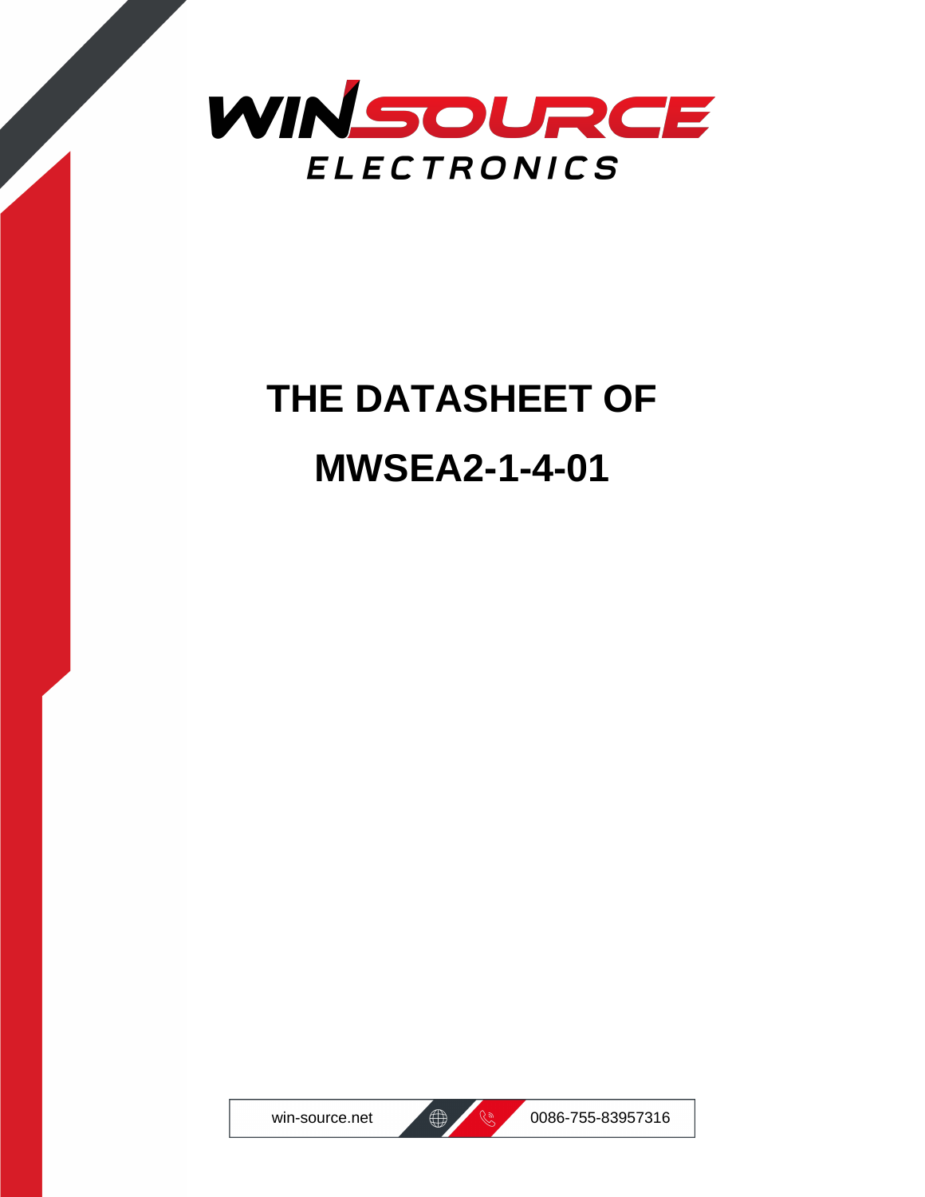WINSOURCE ELECTRONICS

# THE DATASHEET OF

# MWSEA2-1-4-01

win-source.net 0086-755-83957316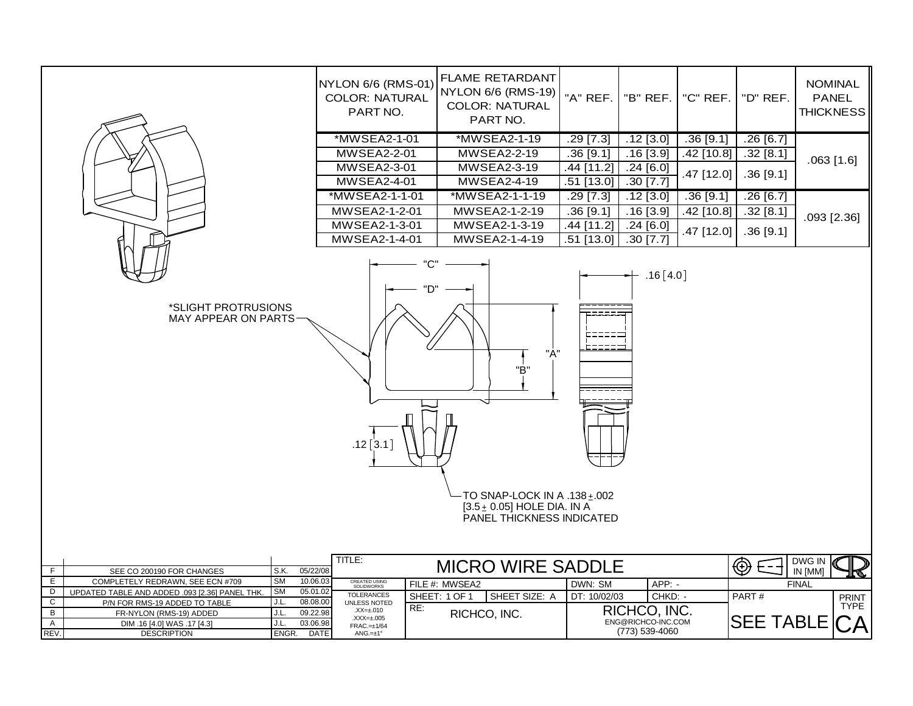| NYLON 6/6 (RMS-01) COLOR: NATURAL PART NO. | FLAME RETARDANT NYLON 6/6 (RMS-19) COLOR: NATURAL PART NO. | "A" REF. | "B" REF. | "C" REF. | "D" REF. | NOMINAL PANEL THICKNESS |
|---|---|---|---|---|---|---|
| *MWSEA2-1-01 | *MWSEA2-1-19 | .29 [7.3] | .12 [3.0] | .36 [9.1] | .26 [6.7] | .063 [1.6] |
| MWSEA2-2-01 | MWSEA2-2-19 | .36 [9.1] | .16 [3.9] | .42 [10.8] | .32 [8.1] | |
| MWSEA2-3-01 | MWSEA2-3-19 | .44 [11.2] | .24 [6.0] | .47 [12.0] | .36 [9.1] | |
| MWSEA2-4-01 | MWSEA2-4-19 | .51 [13.0] | .30 [7.7] | | | |
| *MWSEA2-1-1-01 | *MWSEA2-1-1-19 | .29 [7.3] | .12 [3.0] | .36 [9.1] | .26 [6.7] | .093 [2.36] |
| MWSEA2-1-2-01 | MWSEA2-1-2-19 | .36 [9.1] | .16 [3.9] | .42 [10.8] | .32 [8.1] | |
| MWSEA2-1-3-01 | MWSEA2-1-3-19 | .44 [11.2] | .24 [6.0] | .47 [12.0] | .36 [9.1] | |
| MWSEA2-1-4-01 | MWSEA2-1-4-19 | .51 [13.0] | .30 [7.7] | | | |

"C"

"D"

.16 [4.0]

"A"

"B"

*SLIGHT PROTRUSIONS MAY APPEAR ON PARTS

.12 [3.1]

TO SNAP-LOCK IN A .138 ± .002 [3.5 ± 0.05] HOLE DIA. IN A PANEL THICKNESS INDICATED

| REV. | DESCRIPTION | ENGR. | DATE |
|---|---|---|---|
| F | SEE CO 200190 FOR CHANGES | S.K. | 05/22/08 |
| E | COMPLETELY REDRAWN, SEE ECN #709 | SM | 10.06.03 |
| D | UPDATED TABLE AND ADDED .093 [2.36] PANEL THK. | SM | 05.01.02 |
| C | P/N FOR RMS-19 ADDED TO TABLE | J.L. | 08.08.00 |
| B | FR-NYLON (RMS-19) ADDED | J.L. | 09.22.98 |
| A | DIM .16 [4.0] WAS .17 [4.3] | J.L. | 03.06.98 |

TITLE: MICRO WIRE SADDLE

CREATED USING SOLIDWORKS

TOLERANCES UNLESS NOTED .XX=±.010 .XXX=±.005 FRAC.=±1/64 ANG.=±1°

FILE #: MWSEA2

SHEET: 1 OF 1 | SHEET SIZE: A

RE: RICHCO, INC.

DWN: SM | APP: -

DT: 10/02/03 | CHKD: -

RICHCO, INC.
ENG@RICHCO-INC.COM
(773) 539-4060

DWG IN IN [MM]

FINAL

PART #: SEE TABLE

PRINT TYPE: CA